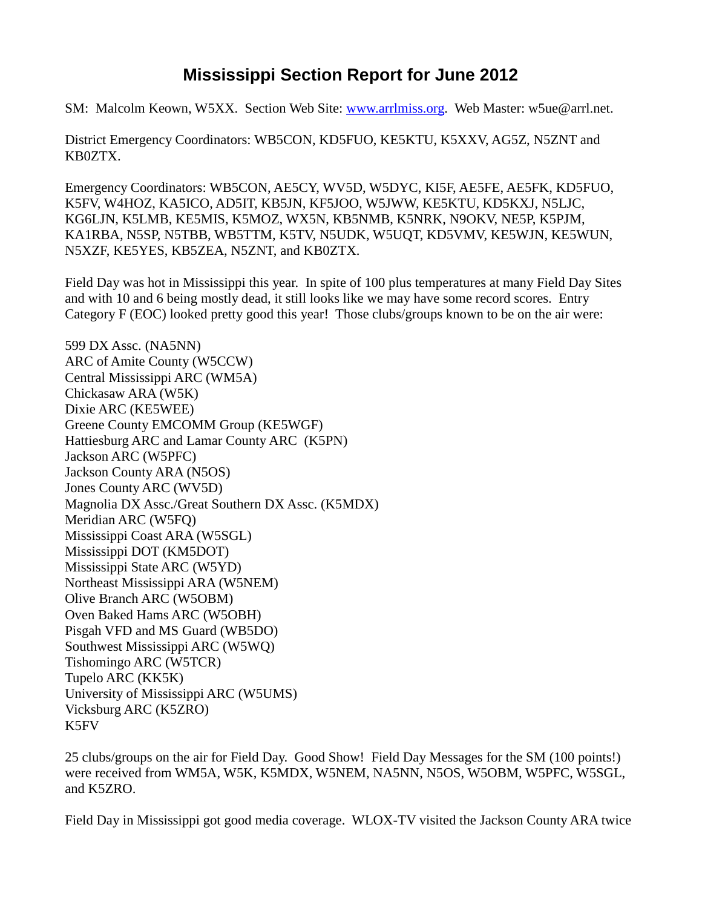# Mississippi Section Report for June 2012

SM: Malcolm Keown, W5XX. Section Web Site: [www.arrlmiss.org](www.arrlmiss.org). Web Master: w5ue@arrl.net.

District Emergency Coordinators: WB5CON, KD5FUO, KE5KTU, K5XXV, AG5Z, N5ZNT and KB0ZTX.

Emergency Coordinators: WB5CON, AE5CY, WV5D, W5DYC, KI5F, AE5FE, AE5FK, KD5FUO, K5FV, W4HOZ, KA5ICO, AD5IT, KB5JN, KF5JOO, W5JWW, KE5KTU, KD5KXJ, N5LJC, KG6LJN, K5LMB, KE5MIS, K5MOZ, WX5N, KB5NMB, K5NRK, N9OKV, NE5P, K5PJM, KA1RBA, N5SP, N5TBB, WB5TTM, K5TV, N5UDK, W5UQT, KD5VMV, KE5WJN, KE5WUN, N5XZF, KE5YES, KB5ZEA, N5ZNT, and KB0ZTX.

Field Day was hot in Mississippi this year. In spite of 100 plus temperatures at many Field Day Sites and with 10 and 6 being mostly dead, it still looks like we may have some record scores. Entry Category F (EOC) looked pretty good this year! Those clubs/groups known to be on the air were:

599 DX Assc. (NA5NN)
ARC of Amite County (W5CCW)
Central Mississippi ARC (WM5A)
Chickasaw ARA (W5K)
Dixie ARC (KE5WEE)
Greene County EMCOMM Group (KE5WGF)
Hattiesburg ARC and Lamar County ARC (K5PN)
Jackson ARC (W5PFC)
Jackson County ARA (N5OS)
Jones County ARC (WV5D)
Magnolia DX Assc./Great Southern DX Assc. (K5MDX)
Meridian ARC (W5FQ)
Mississippi Coast ARA (W5SGL)
Mississippi DOT (KM5DOT)
Mississippi State ARC (W5YD)
Northeast Mississippi ARA (W5NEM)
Olive Branch ARC (W5OBM)
Oven Baked Hams ARC (W5OBH)
Pisgah VFD and MS Guard (WB5DO)
Southwest Mississippi ARC (W5WQ)
Tishomingo ARC (W5TCR)
Tupelo ARC (KK5K)
University of Mississippi ARC (W5UMS)
Vicksburg ARC (K5ZRO)
K5FV

25 clubs/groups on the air for Field Day. Good Show! Field Day Messages for the SM (100 points!) were received from WM5A, W5K, K5MDX, W5NEM, NA5NN, N5OS, W5OBM, W5PFC, W5SGL, and K5ZRO.

Field Day in Mississippi got good media coverage. WLOX-TV visited the Jackson County ARA twice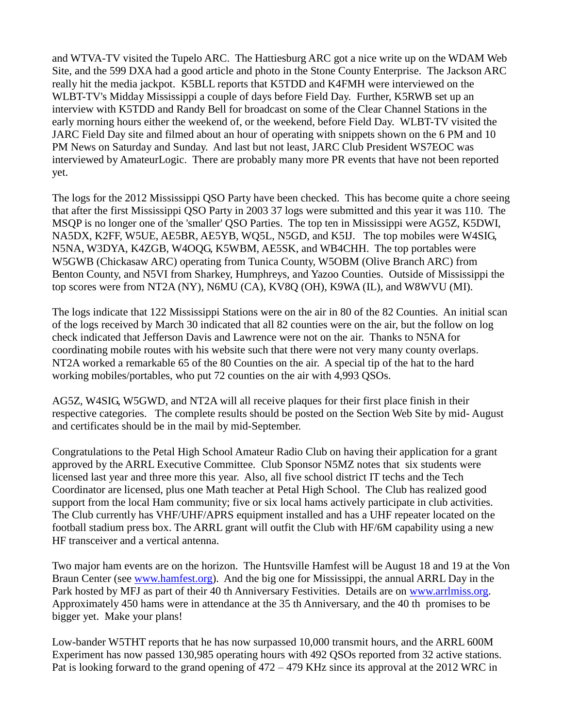and WTVA-TV visited the Tupelo ARC. The Hattiesburg ARC got a nice write up on the WDAM Web Site, and the 599 DXA had a good article and photo in the Stone County Enterprise. The Jackson ARC really hit the media jackpot. K5BLL reports that K5TDD and K4FMH were interviewed on the WLBT-TV's Midday Mississippi a couple of days before Field Day. Further, K5RWB set up an interview with K5TDD and Randy Bell for broadcast on some of the Clear Channel Stations in the early morning hours either the weekend of, or the weekend, before Field Day. WLBT-TV visited the JARC Field Day site and filmed about an hour of operating with snippets shown on the 6 PM and 10 PM News on Saturday and Sunday. And last but not least, JARC Club President WS7EOC was interviewed by AmateurLogic. There are probably many more PR events that have not been reported yet.

The logs for the 2012 Mississippi QSO Party have been checked. This has become quite a chore seeing that after the first Mississippi QSO Party in 2003 37 logs were submitted and this year it was 110. The MSQP is no longer one of the 'smaller' QSO Parties. The top ten in Mississippi were AG5Z, K5DWI, NA5DX, K2FF, W5UE, AE5BR, AE5YB, WQ5L, N5GD, and K5IJ. The top mobiles were W4SIG, N5NA, W3DYA, K4ZGB, W4OQG, K5WBM, AE5SK, and WB4CHH. The top portables were W5GWB (Chickasaw ARC) operating from Tunica County, W5OBM (Olive Branch ARC) from Benton County, and N5VI from Sharkey, Humphreys, and Yazoo Counties. Outside of Mississippi the top scores were from NT2A (NY), N6MU (CA), KV8Q (OH), K9WA (IL), and W8WVU (MI).

The logs indicate that 122 Mississippi Stations were on the air in 80 of the 82 Counties. An initial scan of the logs received by March 30 indicated that all 82 counties were on the air, but the follow on log check indicated that Jefferson Davis and Lawrence were not on the air. Thanks to N5NA for coordinating mobile routes with his website such that there were not very many county overlaps. NT2A worked a remarkable 65 of the 80 Counties on the air. A special tip of the hat to the hard working mobiles/portables, who put 72 counties on the air with 4,993 QSOs.

AG5Z, W4SIG, W5GWD, and NT2A will all receive plaques for their first place finish in their respective categories. The complete results should be posted on the Section Web Site by mid- August and certificates should be in the mail by mid-September.

Congratulations to the Petal High School Amateur Radio Club on having their application for a grant approved by the ARRL Executive Committee. Club Sponsor N5MZ notes that six students were licensed last year and three more this year. Also, all five school district IT techs and the Tech Coordinator are licensed, plus one Math teacher at Petal High School. The Club has realized good support from the local Ham community; five or six local hams actively participate in club activities. The Club currently has VHF/UHF/APRS equipment installed and has a UHF repeater located on the football stadium press box. The ARRL grant will outfit the Club with HF/6M capability using a new HF transceiver and a vertical antenna.

Two major ham events are on the horizon. The Huntsville Hamfest will be August 18 and 19 at the Von Braun Center (see [www.hamfest.org](http://www.hamfest.org)). And the big one for Mississippi, the annual ARRL Day in the Park hosted by MFJ as part of their 40 th Anniversary Festivities. Details are on [www.arrlmiss.org](http://www.arrlmiss.org). Approximately 450 hams were in attendance at the 35 th Anniversary, and the 40 th promises to be bigger yet. Make your plans!

Low-bander W5THT reports that he has now surpassed 10,000 transmit hours, and the ARRL 600M Experiment has now passed 130,985 operating hours with 492 QSOs reported from 32 active stations. Pat is looking forward to the grand opening of 472 – 479 KHz since its approval at the 2012 WRC in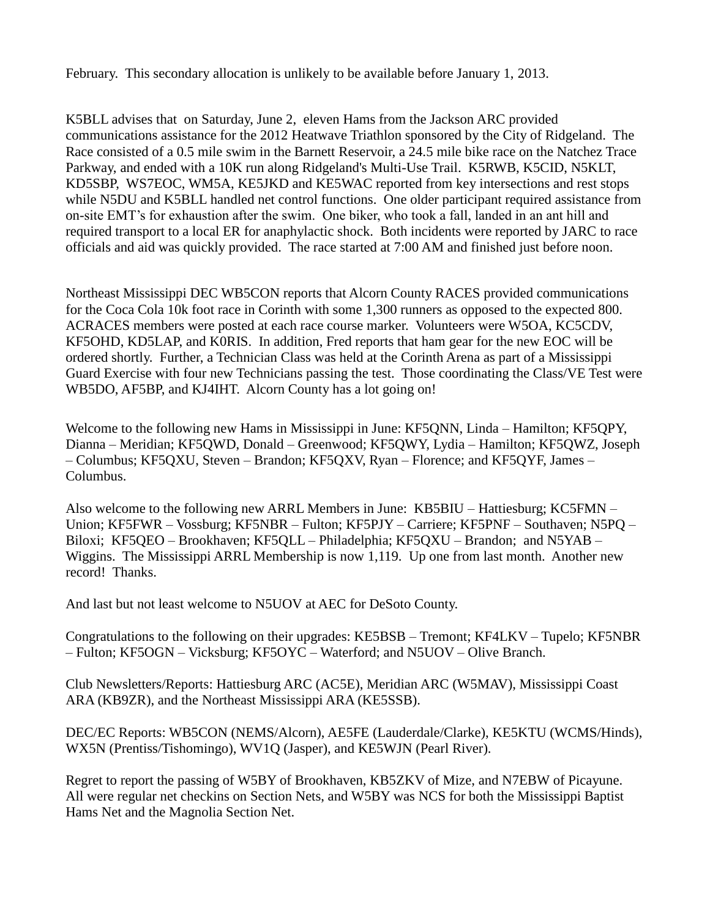February. This secondary allocation is unlikely to be available before January 1, 2013.

K5BLL advises that on Saturday, June 2, eleven Hams from the Jackson ARC provided communications assistance for the 2012 Heatwave Triathlon sponsored by the City of Ridgeland. The Race consisted of a 0.5 mile swim in the Barnett Reservoir, a 24.5 mile bike race on the Natchez Trace Parkway, and ended with a 10K run along Ridgeland's Multi-Use Trail. K5RWB, K5CID, N5KLT, KD5SBP, WS7EOC, WM5A, KE5JKD and KE5WAC reported from key intersections and rest stops while N5DU and K5BLL handled net control functions. One older participant required assistance from on-site EMT's for exhaustion after the swim. One biker, who took a fall, landed in an ant hill and required transport to a local ER for anaphylactic shock. Both incidents were reported by JARC to race officials and aid was quickly provided. The race started at 7:00 AM and finished just before noon.

Northeast Mississippi DEC WB5CON reports that Alcorn County RACES provided communications for the Coca Cola 10k foot race in Corinth with some 1,300 runners as opposed to the expected 800. ACRACES members were posted at each race course marker. Volunteers were W5OA, KC5CDV, KF5OHD, KD5LAP, and K0RIS. In addition, Fred reports that ham gear for the new EOC will be ordered shortly. Further, a Technician Class was held at the Corinth Arena as part of a Mississippi Guard Exercise with four new Technicians passing the test. Those coordinating the Class/VE Test were WB5DO, AF5BP, and KJ4IHT. Alcorn County has a lot going on!

Welcome to the following new Hams in Mississippi in June: KF5QNN, Linda – Hamilton; KF5QPY, Dianna – Meridian; KF5QWD, Donald – Greenwood; KF5QWY, Lydia – Hamilton; KF5QWZ, Joseph – Columbus; KF5QXU, Steven – Brandon; KF5QXV, Ryan – Florence; and KF5QYF, James – Columbus.

Also welcome to the following new ARRL Members in June: KB5BIU – Hattiesburg; KC5FMN – Union; KF5FWR – Vossburg; KF5NBR – Fulton; KF5PJY – Carriere; KF5PNF – Southaven; N5PQ – Biloxi; KF5QEO – Brookhaven; KF5QLL – Philadelphia; KF5QXU – Brandon; and N5YAB – Wiggins. The Mississippi ARRL Membership is now 1,119. Up one from last month. Another new record! Thanks.

And last but not least welcome to N5UOV at AEC for DeSoto County.

Congratulations to the following on their upgrades: KE5BSB – Tremont; KF4LKV – Tupelo; KF5NBR – Fulton; KF5OGN – Vicksburg; KF5OYC – Waterford; and N5UOV – Olive Branch.

Club Newsletters/Reports: Hattiesburg ARC (AC5E), Meridian ARC (W5MAV), Mississippi Coast ARA (KB9ZR), and the Northeast Mississippi ARA (KE5SSB).

DEC/EC Reports: WB5CON (NEMS/Alcorn), AE5FE (Lauderdale/Clarke), KE5KTU (WCMS/Hinds), WX5N (Prentiss/Tishomingo), WV1Q (Jasper), and KE5WJN (Pearl River).

Regret to report the passing of W5BY of Brookhaven, KB5ZKV of Mize, and N7EBW of Picayune. All were regular net checkins on Section Nets, and W5BY was NCS for both the Mississippi Baptist Hams Net and the Magnolia Section Net.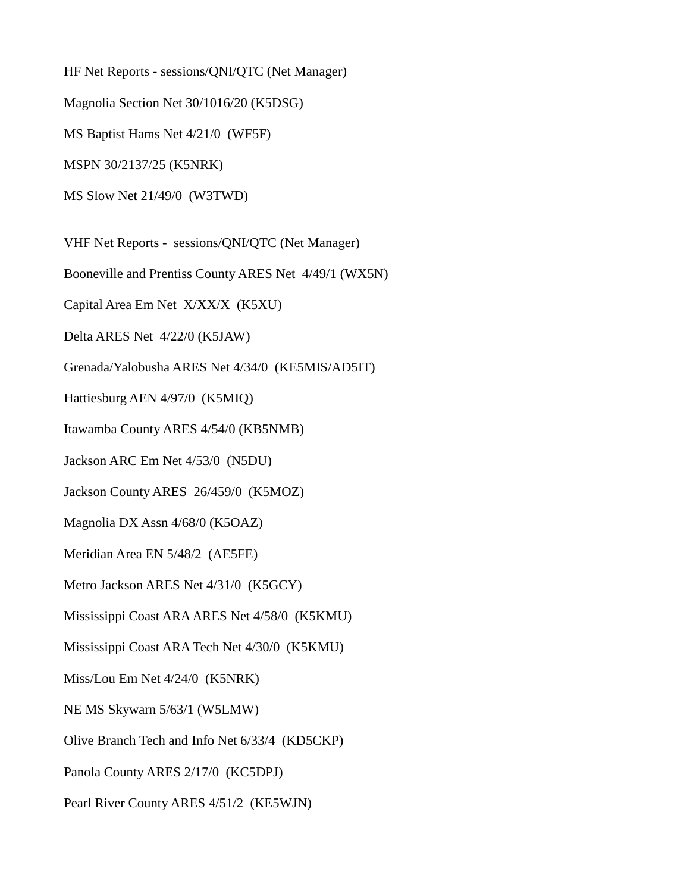HF Net Reports - sessions/QNI/QTC (Net Manager)

Magnolia Section Net 30/1016/20 (K5DSG)

MS Baptist Hams Net 4/21/0 (WF5F)

MSPN 30/2137/25 (K5NRK)

MS Slow Net 21/49/0 (W3TWD)

VHF Net Reports - sessions/QNI/QTC (Net Manager)

Booneville and Prentiss County ARES Net 4/49/1 (WX5N)

Capital Area Em Net X/XX/X (K5XU)

Delta ARES Net 4/22/0 (K5JAW)

Grenada/Yalobusha ARES Net 4/34/0 (KE5MIS/AD5IT)

Hattiesburg AEN 4/97/0 (K5MIQ)

Itawamba County ARES 4/54/0 (KB5NMB)

Jackson ARC Em Net 4/53/0 (N5DU)

Jackson County ARES 26/459/0 (K5MOZ)

Magnolia DX Assn 4/68/0 (K5OAZ)

Meridian Area EN 5/48/2 (AE5FE)

Metro Jackson ARES Net 4/31/0 (K5GCY)

Mississippi Coast ARA ARES Net 4/58/0 (K5KMU)

Mississippi Coast ARA Tech Net 4/30/0 (K5KMU)

Miss/Lou Em Net 4/24/0 (K5NRK)

NE MS Skywarn 5/63/1 (W5LMW)

Olive Branch Tech and Info Net 6/33/4 (KD5CKP)

Panola County ARES 2/17/0 (KC5DPJ)

Pearl River County ARES 4/51/2 (KE5WJN)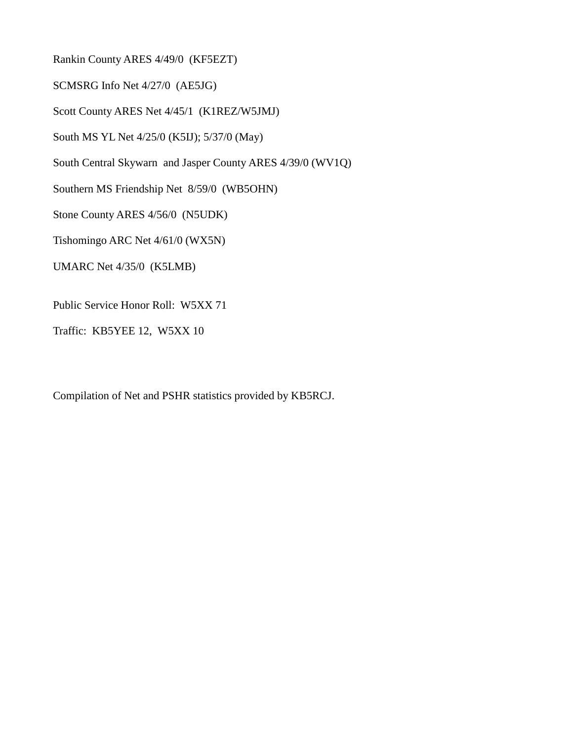Rankin County ARES 4/49/0  (KF5EZT)

SCMSRG Info Net 4/27/0  (AE5JG)

Scott County ARES Net 4/45/1  (K1REZ/W5JMJ)

South MS YL Net 4/25/0 (K5IJ); 5/37/0 (May)

South Central Skywarn  and Jasper County ARES 4/39/0 (WV1Q)

Southern MS Friendship Net  8/59/0  (WB5OHN)

Stone County ARES 4/56/0  (N5UDK)

Tishomingo ARC Net 4/61/0 (WX5N)

UMARC Net 4/35/0  (K5LMB)

Public Service Honor Roll:  W5XX 71

Traffic:  KB5YEE 12,  W5XX 10

Compilation of Net and PSHR statistics provided by KB5RCJ.